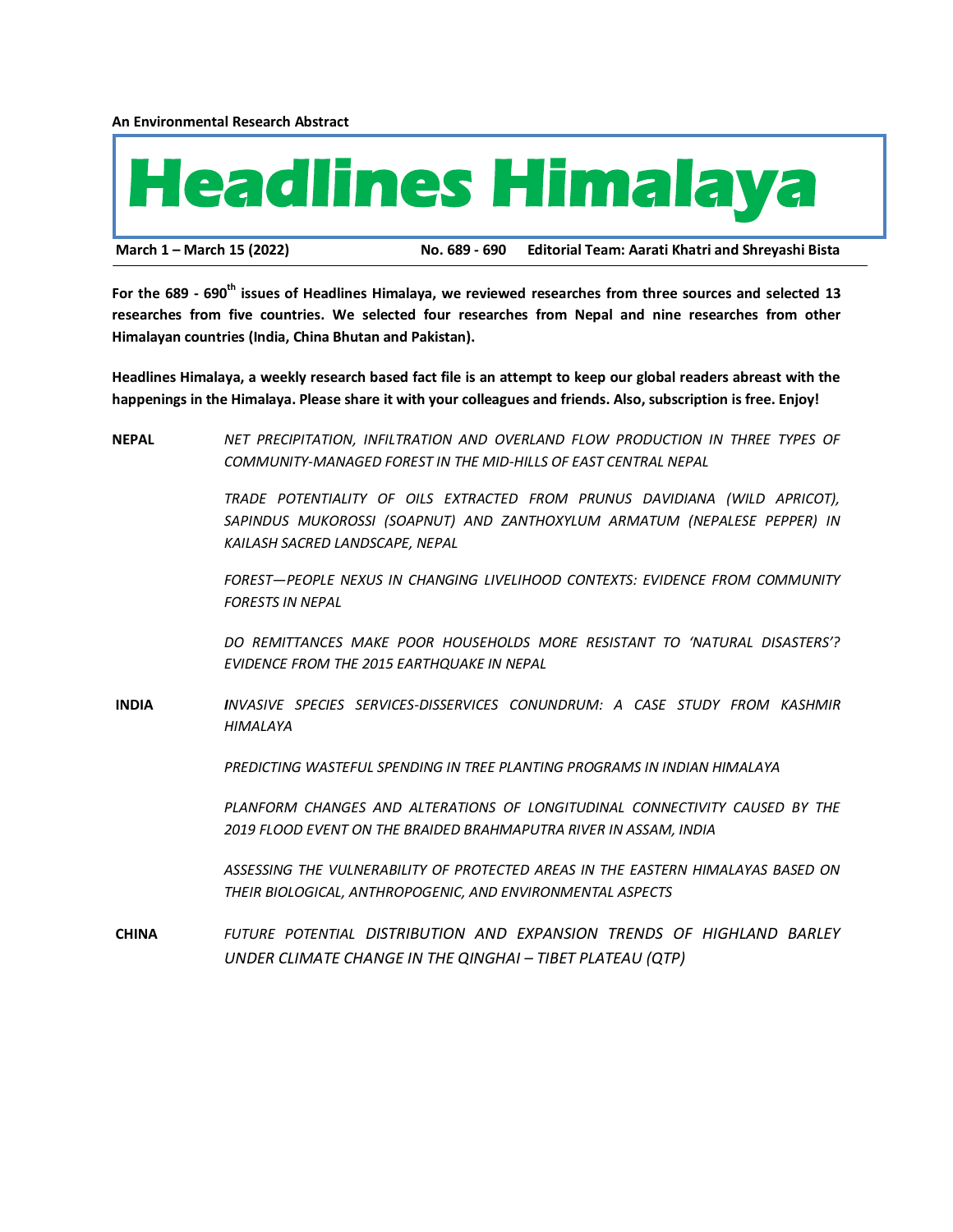**An Environmental Research Abstract**

# Headlines Himalaya

**March 1 – March 15 (2022)** **No. 689 - 690** **Editorial Team: Aarati Khatri and Shreyashi Bista**

**For the 689 - 690th issues of Headlines Himalaya, we reviewed researches from three sources and selected 13 researches from five countries. We selected four researches from Nepal and nine researches from other Himalayan countries (India, China Bhutan and Pakistan).**

**Headlines Himalaya, a weekly research based fact file is an attempt to keep our global readers abreast with the happenings in the Himalaya. Please share it with your colleagues and friends. Also, subscription is free. Enjoy!**

**NEPAL**

*NET PRECIPITATION, INFILTRATION AND OVERLAND FLOW PRODUCTION IN THREE TYPES OF COMMUNITY-MANAGED FOREST IN THE MID-HILLS OF EAST CENTRAL NEPAL*

*TRADE POTENTIALITY OF OILS EXTRACTED FROM PRUNUS DAVIDIANA (WILD APRICOT), SAPINDUS MUKOROSSI (SOAPNUT) AND ZANTHOXYLUM ARMATUM (NEPALESE PEPPER) IN KAILASH SACRED LANDSCAPE, NEPAL*

*FOREST—PEOPLE NEXUS IN CHANGING LIVELIHOOD CONTEXTS: EVIDENCE FROM COMMUNITY FORESTS IN NEPAL*

*DO REMITTANCES MAKE POOR HOUSEHOLDS MORE RESISTANT TO 'NATURAL DISASTERS'? EVIDENCE FROM THE 2015 EARTHQUAKE IN NEPAL*

**INDIA**

*INVASIVE SPECIES SERVICES-DISSERVICES CONUNDRUM: A CASE STUDY FROM KASHMIR HIMALAYA*

*PREDICTING WASTEFUL SPENDING IN TREE PLANTING PROGRAMS IN INDIAN HIMALAYA*

*PLANFORM CHANGES AND ALTERATIONS OF LONGITUDINAL CONNECTIVITY CAUSED BY THE 2019 FLOOD EVENT ON THE BRAIDED BRAHMAPUTRA RIVER IN ASSAM, INDIA*

*ASSESSING THE VULNERABILITY OF PROTECTED AREAS IN THE EASTERN HIMALAYAS BASED ON THEIR BIOLOGICAL, ANTHROPOGENIC, AND ENVIRONMENTAL ASPECTS*

**CHINA**

*FUTURE POTENTIAL DISTRIBUTION AND EXPANSION TRENDS OF HIGHLAND BARLEY UNDER CLIMATE CHANGE IN THE QINGHAI – TIBET PLATEAU (QTP)*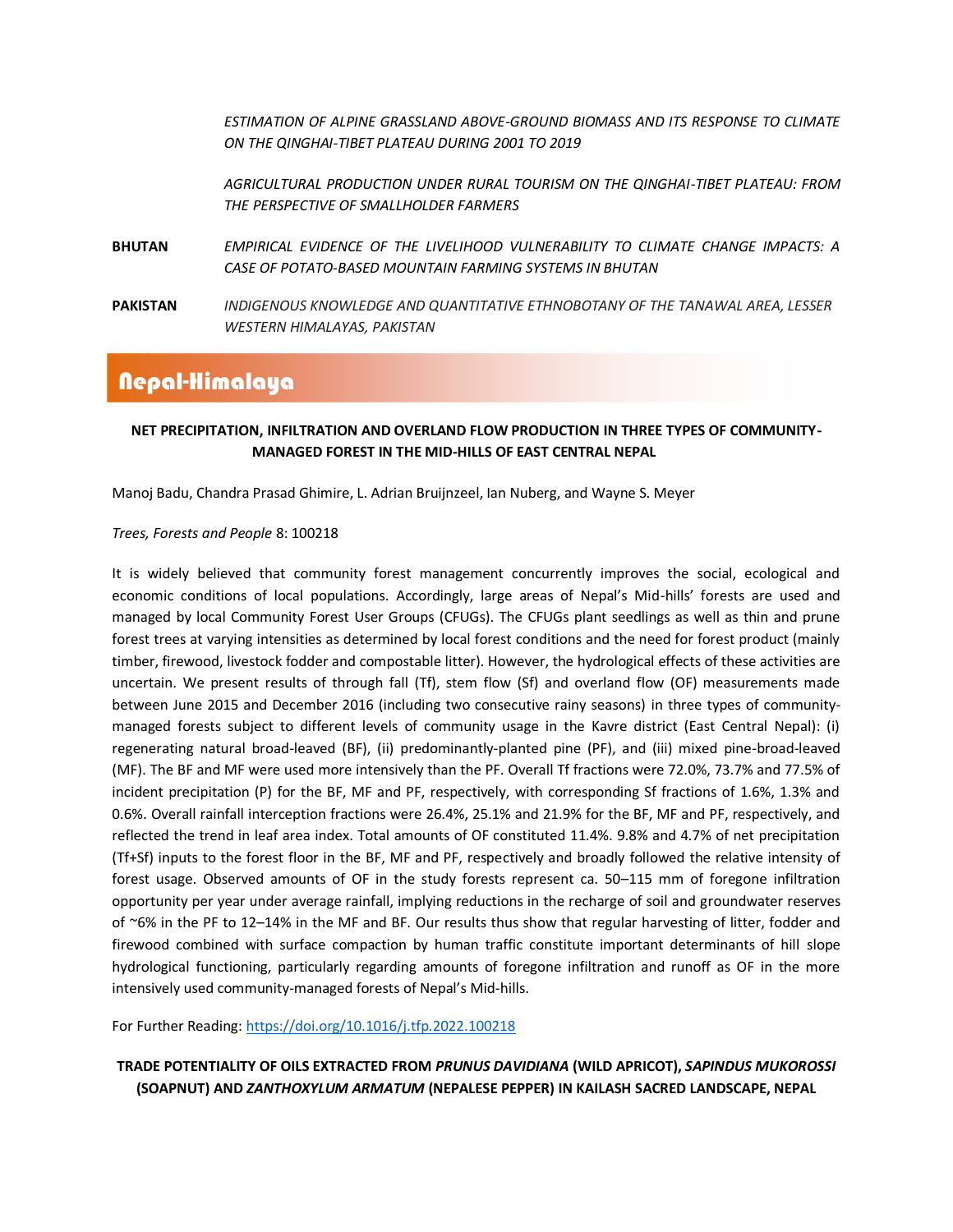*ESTIMATION OF ALPINE GRASSLAND ABOVE-GROUND BIOMASS AND ITS RESPONSE TO CLIMATE ON THE QINGHAI-TIBET PLATEAU DURING 2001 TO 2019*

*AGRICULTURAL PRODUCTION UNDER RURAL TOURISM ON THE QINGHAI-TIBET PLATEAU: FROM THE PERSPECTIVE OF SMALLHOLDER FARMERS*

**BHUTAN** *EMPIRICAL EVIDENCE OF THE LIVELIHOOD VULNERABILITY TO CLIMATE CHANGE IMPACTS: A CASE OF POTATO-BASED MOUNTAIN FARMING SYSTEMS IN BHUTAN*

**PAKISTAN** *INDIGENOUS KNOWLEDGE AND QUANTITATIVE ETHNOBOTANY OF THE TANAWAL AREA, LESSER WESTERN HIMALAYAS, PAKISTAN*

# Nepal-Himalaya

## NET PRECIPITATION, INFILTRATION AND OVERLAND FLOW PRODUCTION IN THREE TYPES OF COMMUNITY-MANAGED FOREST IN THE MID-HILLS OF EAST CENTRAL NEPAL

Manoj Badu, Chandra Prasad Ghimire, L. Adrian Bruijnzeel, Ian Nuberg, and Wayne S. Meyer

*Trees, Forests and People* 8: 100218

It is widely believed that community forest management concurrently improves the social, ecological and economic conditions of local populations. Accordingly, large areas of Nepal's Mid-hills' forests are used and managed by local Community Forest User Groups (CFUGs). The CFUGs plant seedlings as well as thin and prune forest trees at varying intensities as determined by local forest conditions and the need for forest product (mainly timber, firewood, livestock fodder and compostable litter). However, the hydrological effects of these activities are uncertain. We present results of through fall (Tf), stem flow (Sf) and overland flow (OF) measurements made between June 2015 and December 2016 (including two consecutive rainy seasons) in three types of community-managed forests subject to different levels of community usage in the Kavre district (East Central Nepal): (i) regenerating natural broad-leaved (BF), (ii) predominantly-planted pine (PF), and (iii) mixed pine-broad-leaved (MF). The BF and MF were used more intensively than the PF. Overall Tf fractions were 72.0%, 73.7% and 77.5% of incident precipitation (P) for the BF, MF and PF, respectively, with corresponding Sf fractions of 1.6%, 1.3% and 0.6%. Overall rainfall interception fractions were 26.4%, 25.1% and 21.9% for the BF, MF and PF, respectively, and reflected the trend in leaf area index. Total amounts of OF constituted 11.4%. 9.8% and 4.7% of net precipitation (Tf+Sf) inputs to the forest floor in the BF, MF and PF, respectively and broadly followed the relative intensity of forest usage. Observed amounts of OF in the study forests represent ca. 50–115 mm of foregone infiltration opportunity per year under average rainfall, implying reductions in the recharge of soil and groundwater reserves of ~6% in the PF to 12–14% in the MF and BF. Our results thus show that regular harvesting of litter, fodder and firewood combined with surface compaction by human traffic constitute important determinants of hill slope hydrological functioning, particularly regarding amounts of foregone infiltration and runoff as OF in the more intensively used community-managed forests of Nepal's Mid-hills.

For Further Reading: https://doi.org/10.1016/j.tfp.2022.100218

## TRADE POTENTIALITY OF OILS EXTRACTED FROM *PRUNUS DAVIDIANA* (WILD APRICOT), *SAPINDUS MUKOROSSI* (SOAPNUT) AND *ZANTHOXYLUM ARMATUM* (NEPALESE PEPPER) IN KAILASH SACRED LANDSCAPE, NEPAL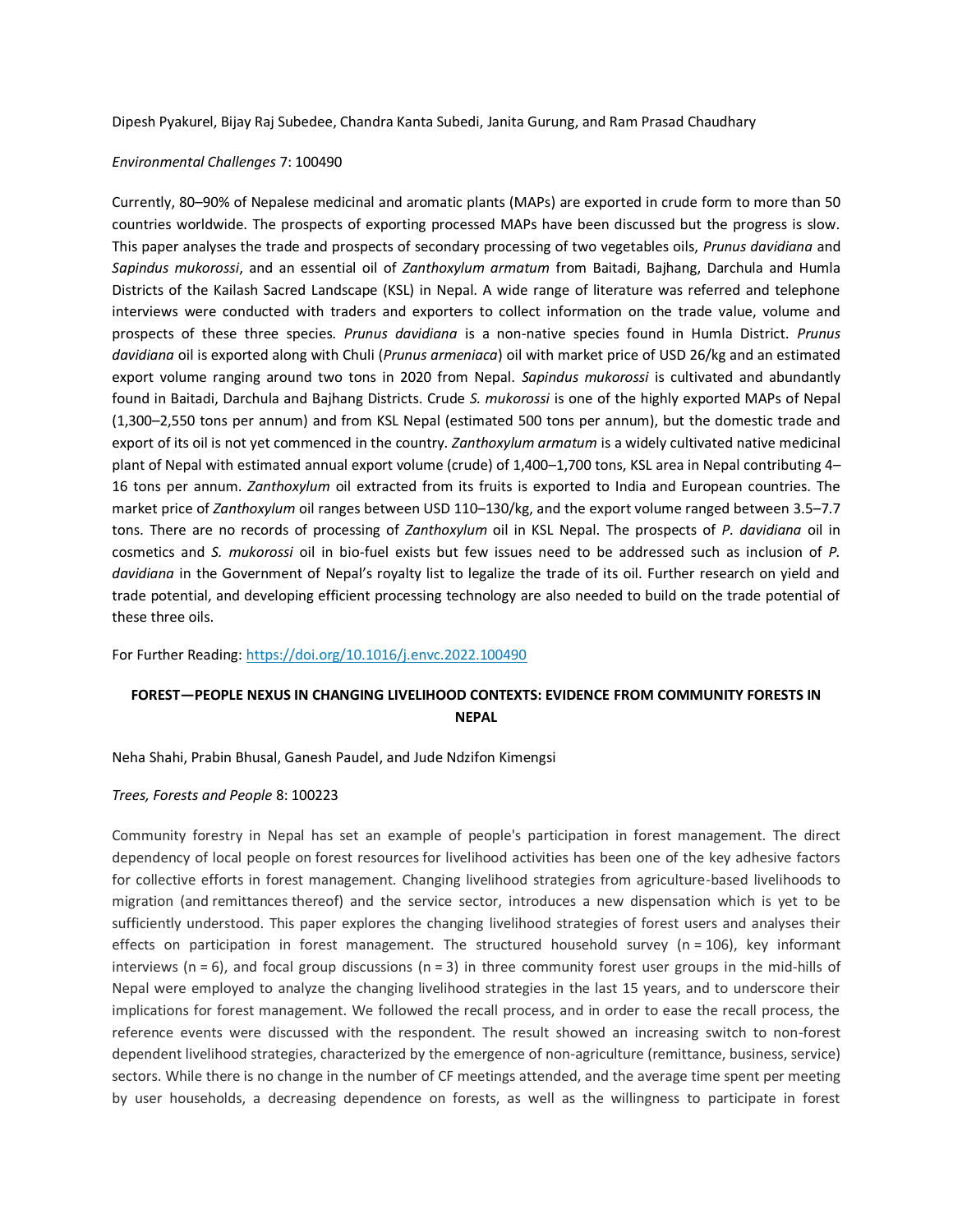Dipesh Pyakurel, Bijay Raj Subedee, Chandra Kanta Subedi, Janita Gurung, and Ram Prasad Chaudhary

*Environmental Challenges* 7: 100490

Currently, 80–90% of Nepalese medicinal and aromatic plants (MAPs) are exported in crude form to more than 50 countries worldwide. The prospects of exporting processed MAPs have been discussed but the progress is slow. This paper analyses the trade and prospects of secondary processing of two vegetables oils, *Prunus davidiana* and *Sapindus mukorossi*, and an essential oil of *Zanthoxylum armatum* from Baitadi, Bajhang, Darchula and Humla Districts of the Kailash Sacred Landscape (KSL) in Nepal. A wide range of literature was referred and telephone interviews were conducted with traders and exporters to collect information on the trade value, volume and prospects of these three species. *Prunus davidiana* is a non-native species found in Humla District. *Prunus davidiana* oil is exported along with Chuli (*Prunus armeniaca*) oil with market price of USD 26/kg and an estimated export volume ranging around two tons in 2020 from Nepal. *Sapindus mukorossi* is cultivated and abundantly found in Baitadi, Darchula and Bajhang Districts. Crude *S. mukorossi* is one of the highly exported MAPs of Nepal (1,300–2,550 tons per annum) and from KSL Nepal (estimated 500 tons per annum), but the domestic trade and export of its oil is not yet commenced in the country. *Zanthoxylum armatum* is a widely cultivated native medicinal plant of Nepal with estimated annual export volume (crude) of 1,400–1,700 tons, KSL area in Nepal contributing 4–16 tons per annum. *Zanthoxylum* oil extracted from its fruits is exported to India and European countries. The market price of *Zanthoxylum* oil ranges between USD 110–130/kg, and the export volume ranged between 3.5–7.7 tons. There are no records of processing of *Zanthoxylum* oil in KSL Nepal. The prospects of *P. davidiana* oil in cosmetics and *S. mukorossi* oil in bio-fuel exists but few issues need to be addressed such as inclusion of *P. davidiana* in the Government of Nepal's royalty list to legalize the trade of its oil. Further research on yield and trade potential, and developing efficient processing technology are also needed to build on the trade potential of these three oils.

For Further Reading: https://doi.org/10.1016/j.envc.2022.100490

## FOREST—PEOPLE NEXUS IN CHANGING LIVELIHOOD CONTEXTS: EVIDENCE FROM COMMUNITY FORESTS IN NEPAL

Neha Shahi, Prabin Bhusal, Ganesh Paudel, and Jude Ndzifon Kimengsi

*Trees, Forests and People* 8: 100223

Community forestry in Nepal has set an example of people's participation in forest management. The direct dependency of local people on forest resources for livelihood activities has been one of the key adhesive factors for collective efforts in forest management. Changing livelihood strategies from agriculture-based livelihoods to migration (and remittances thereof) and the service sector, introduces a new dispensation which is yet to be sufficiently understood. This paper explores the changing livelihood strategies of forest users and analyses their effects on participation in forest management. The structured household survey (n = 106), key informant interviews (n = 6), and focal group discussions (n = 3) in three community forest user groups in the mid-hills of Nepal were employed to analyze the changing livelihood strategies in the last 15 years, and to underscore their implications for forest management. We followed the recall process, and in order to ease the recall process, the reference events were discussed with the respondent. The result showed an increasing switch to non-forest dependent livelihood strategies, characterized by the emergence of non-agriculture (remittance, business, service) sectors. While there is no change in the number of CF meetings attended, and the average time spent per meeting by user households, a decreasing dependence on forests, as well as the willingness to participate in forest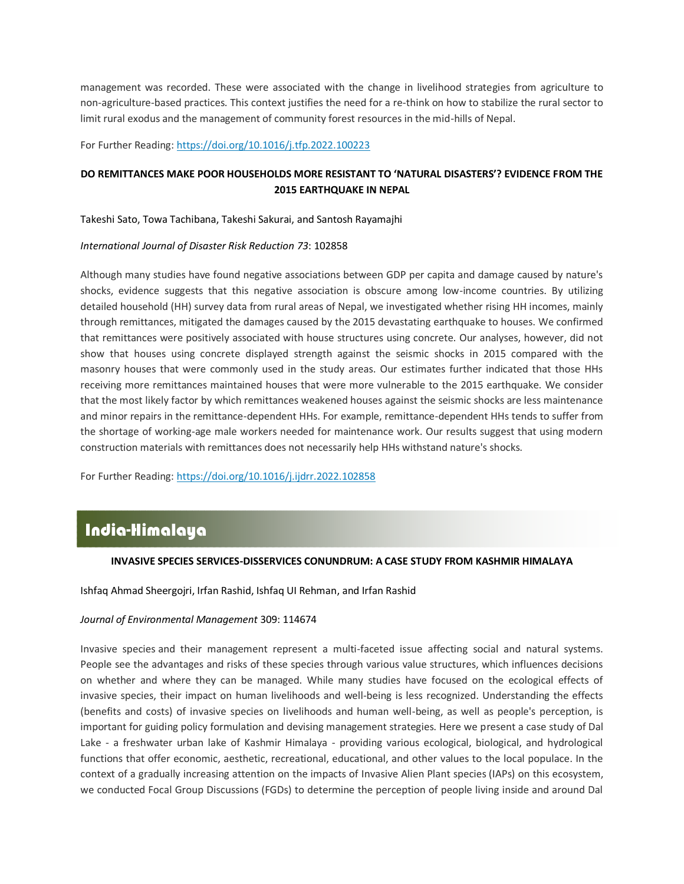management was recorded. These were associated with the change in livelihood strategies from agriculture to non-agriculture-based practices. This context justifies the need for a re-think on how to stabilize the rural sector to limit rural exodus and the management of community forest resources in the mid-hills of Nepal.

For Further Reading: https://doi.org/10.1016/j.tfp.2022.100223

### DO REMITTANCES MAKE POOR HOUSEHOLDS MORE RESISTANT TO 'NATURAL DISASTERS'? EVIDENCE FROM THE 2015 EARTHQUAKE IN NEPAL

Takeshi Sato, Towa Tachibana, Takeshi Sakurai, and Santosh Rayamajhi

*International Journal of Disaster Risk Reduction 73*: 102858

Although many studies have found negative associations between GDP per capita and damage caused by nature's shocks, evidence suggests that this negative association is obscure among low-income countries. By utilizing detailed household (HH) survey data from rural areas of Nepal, we investigated whether rising HH incomes, mainly through remittances, mitigated the damages caused by the 2015 devastating earthquake to houses. We confirmed that remittances were positively associated with house structures using concrete. Our analyses, however, did not show that houses using concrete displayed strength against the seismic shocks in 2015 compared with the masonry houses that were commonly used in the study areas. Our estimates further indicated that those HHs receiving more remittances maintained houses that were more vulnerable to the 2015 earthquake. We consider that the most likely factor by which remittances weakened houses against the seismic shocks are less maintenance and minor repairs in the remittance-dependent HHs. For example, remittance-dependent HHs tends to suffer from the shortage of working-age male workers needed for maintenance work. Our results suggest that using modern construction materials with remittances does not necessarily help HHs withstand nature's shocks.

For Further Reading: https://doi.org/10.1016/j.ijdrr.2022.102858

## India-Himalaya

### INVASIVE SPECIES SERVICES-DISSERVICES CONUNDRUM: A CASE STUDY FROM KASHMIR HIMALAYA

Ishfaq Ahmad Sheergojri, Irfan Rashid, Ishfaq Ul Rehman, and Irfan Rashid

*Journal of Environmental Management* 309: 114674

Invasive species and their management represent a multi-faceted issue affecting social and natural systems. People see the advantages and risks of these species through various value structures, which influences decisions on whether and where they can be managed. While many studies have focused on the ecological effects of invasive species, their impact on human livelihoods and well-being is less recognized. Understanding the effects (benefits and costs) of invasive species on livelihoods and human well-being, as well as people's perception, is important for guiding policy formulation and devising management strategies. Here we present a case study of Dal Lake - a freshwater urban lake of Kashmir Himalaya - providing various ecological, biological, and hydrological functions that offer economic, aesthetic, recreational, educational, and other values to the local populace. In the context of a gradually increasing attention on the impacts of Invasive Alien Plant species (IAPs) on this ecosystem, we conducted Focal Group Discussions (FGDs) to determine the perception of people living inside and around Dal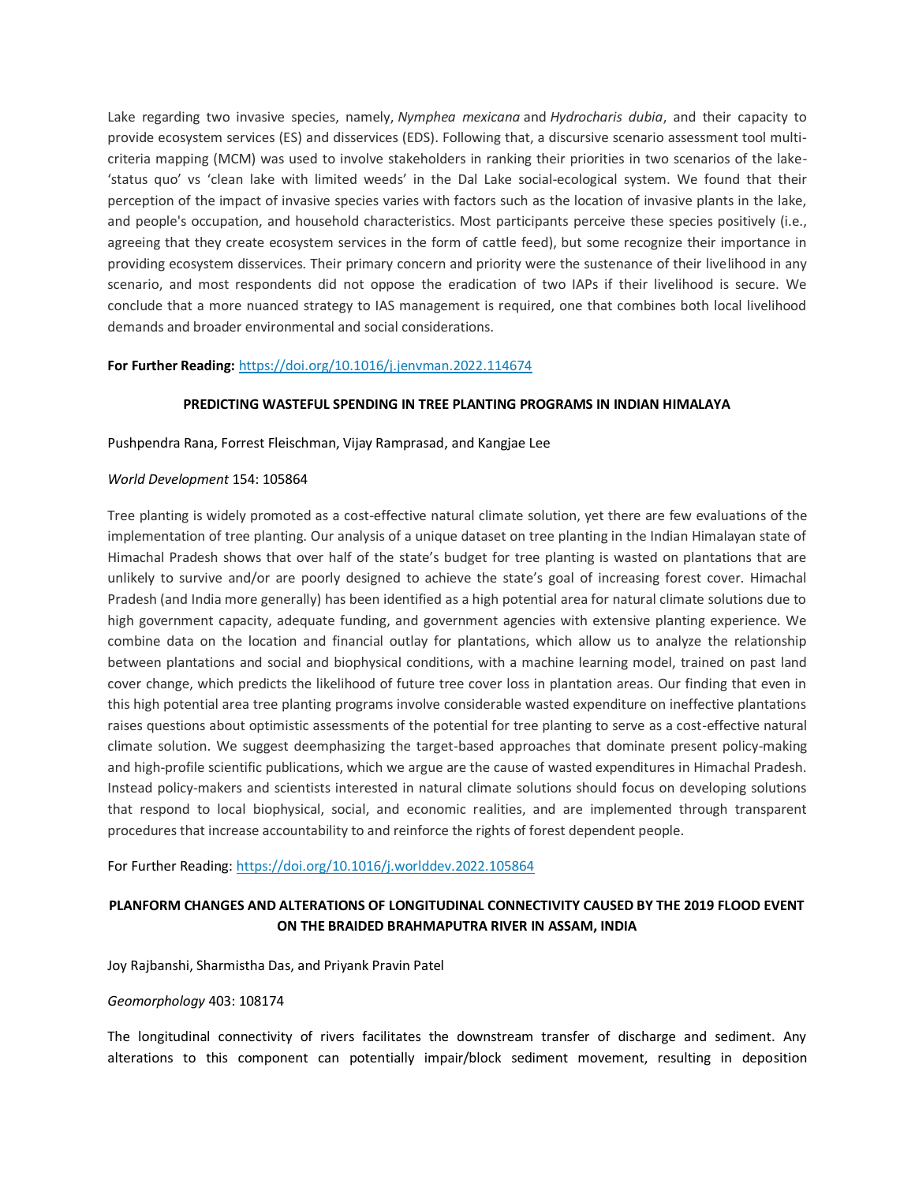Lake regarding two invasive species, namely, *Nymphea mexicana* and *Hydrocharis dubia*, and their capacity to provide ecosystem services (ES) and disservices (EDS). Following that, a discursive scenario assessment tool multi-criteria mapping (MCM) was used to involve stakeholders in ranking their priorities in two scenarios of the lake- 'status quo' vs 'clean lake with limited weeds' in the Dal Lake social-ecological system. We found that their perception of the impact of invasive species varies with factors such as the location of invasive plants in the lake, and people's occupation, and household characteristics. Most participants perceive these species positively (i.e., agreeing that they create ecosystem services in the form of cattle feed), but some recognize their importance in providing ecosystem disservices. Their primary concern and priority were the sustenance of their livelihood in any scenario, and most respondents did not oppose the eradication of two IAPs if their livelihood is secure. We conclude that a more nuanced strategy to IAS management is required, one that combines both local livelihood demands and broader environmental and social considerations.

**For Further Reading:** https://doi.org/10.1016/j.jenvman.2022.114674

**PREDICTING WASTEFUL SPENDING IN TREE PLANTING PROGRAMS IN INDIAN HIMALAYA**

Pushpendra Rana, Forrest Fleischman, Vijay Ramprasad, and Kangjae Lee

*World Development* 154: 105864

Tree planting is widely promoted as a cost-effective natural climate solution, yet there are few evaluations of the implementation of tree planting. Our analysis of a unique dataset on tree planting in the Indian Himalayan state of Himachal Pradesh shows that over half of the state's budget for tree planting is wasted on plantations that are unlikely to survive and/or are poorly designed to achieve the state's goal of increasing forest cover. Himachal Pradesh (and India more generally) has been identified as a high potential area for natural climate solutions due to high government capacity, adequate funding, and government agencies with extensive planting experience. We combine data on the location and financial outlay for plantations, which allow us to analyze the relationship between plantations and social and biophysical conditions, with a machine learning model, trained on past land cover change, which predicts the likelihood of future tree cover loss in plantation areas. Our finding that even in this high potential area tree planting programs involve considerable wasted expenditure on ineffective plantations raises questions about optimistic assessments of the potential for tree planting to serve as a cost-effective natural climate solution. We suggest deemphasizing the target-based approaches that dominate present policy-making and high-profile scientific publications, which we argue are the cause of wasted expenditures in Himachal Pradesh. Instead policy-makers and scientists interested in natural climate solutions should focus on developing solutions that respond to local biophysical, social, and economic realities, and are implemented through transparent procedures that increase accountability to and reinforce the rights of forest dependent people.

For Further Reading: https://doi.org/10.1016/j.worlddev.2022.105864

**PLANFORM CHANGES AND ALTERATIONS OF LONGITUDINAL CONNECTIVITY CAUSED BY THE 2019 FLOOD EVENT ON THE BRAIDED BRAHMAPUTRA RIVER IN ASSAM, INDIA**

Joy Rajbanshi, Sharmistha Das, and Priyank Pravin Patel

*Geomorphology* 403: 108174

The longitudinal connectivity of rivers facilitates the downstream transfer of discharge and sediment. Any alterations to this component can potentially impair/block sediment movement, resulting in deposition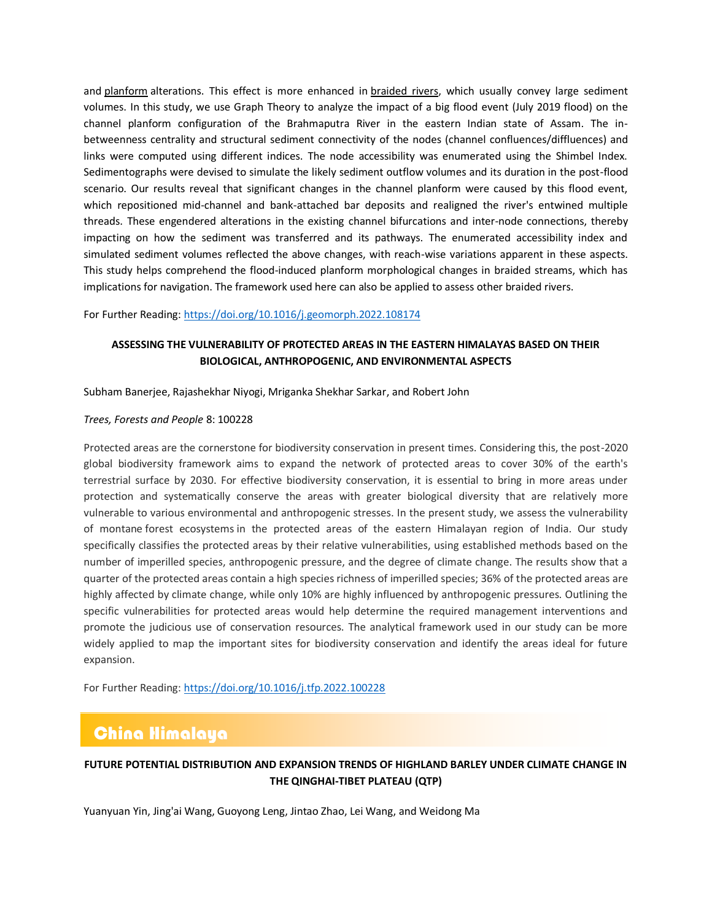and planform alterations. This effect is more enhanced in braided rivers, which usually convey large sediment volumes. In this study, we use Graph Theory to analyze the impact of a big flood event (July 2019 flood) on the channel planform configuration of the Brahmaputra River in the eastern Indian state of Assam. The in-betweenness centrality and structural sediment connectivity of the nodes (channel confluences/diffluences) and links were computed using different indices. The node accessibility was enumerated using the Shimbel Index. Sedimentographs were devised to simulate the likely sediment outflow volumes and its duration in the post-flood scenario. Our results reveal that significant changes in the channel planform were caused by this flood event, which repositioned mid-channel and bank-attached bar deposits and realigned the river's entwined multiple threads. These engendered alterations in the existing channel bifurcations and inter-node connections, thereby impacting on how the sediment was transferred and its pathways. The enumerated accessibility index and simulated sediment volumes reflected the above changes, with reach-wise variations apparent in these aspects. This study helps comprehend the flood-induced planform morphological changes in braided streams, which has implications for navigation. The framework used here can also be applied to assess other braided rivers.

For Further Reading: https://doi.org/10.1016/j.geomorph.2022.108174

### ASSESSING THE VULNERABILITY OF PROTECTED AREAS IN THE EASTERN HIMALAYAS BASED ON THEIR BIOLOGICAL, ANTHROPOGENIC, AND ENVIRONMENTAL ASPECTS

Subham Banerjee, Rajashekhar Niyogi, Mriganka Shekhar Sarkar, and Robert John

*Trees, Forests and People* 8: 100228

Protected areas are the cornerstone for biodiversity conservation in present times. Considering this, the post-2020 global biodiversity framework aims to expand the network of protected areas to cover 30% of the earth's terrestrial surface by 2030. For effective biodiversity conservation, it is essential to bring in more areas under protection and systematically conserve the areas with greater biological diversity that are relatively more vulnerable to various environmental and anthropogenic stresses. In the present study, we assess the vulnerability of montane forest ecosystems in the protected areas of the eastern Himalayan region of India. Our study specifically classifies the protected areas by their relative vulnerabilities, using established methods based on the number of imperilled species, anthropogenic pressure, and the degree of climate change. The results show that a quarter of the protected areas contain a high species richness of imperilled species; 36% of the protected areas are highly affected by climate change, while only 10% are highly influenced by anthropogenic pressures. Outlining the specific vulnerabilities for protected areas would help determine the required management interventions and promote the judicious use of conservation resources. The analytical framework used in our study can be more widely applied to map the important sites for biodiversity conservation and identify the areas ideal for future expansion.

For Further Reading: https://doi.org/10.1016/j.tfp.2022.100228

## China Himalaya

### FUTURE POTENTIAL DISTRIBUTION AND EXPANSION TRENDS OF HIGHLAND BARLEY UNDER CLIMATE CHANGE IN THE QINGHAI-TIBET PLATEAU (QTP)

Yuanyuan Yin, Jing'ai Wang, Guoyong Leng, Jintao Zhao, Lei Wang, and Weidong Ma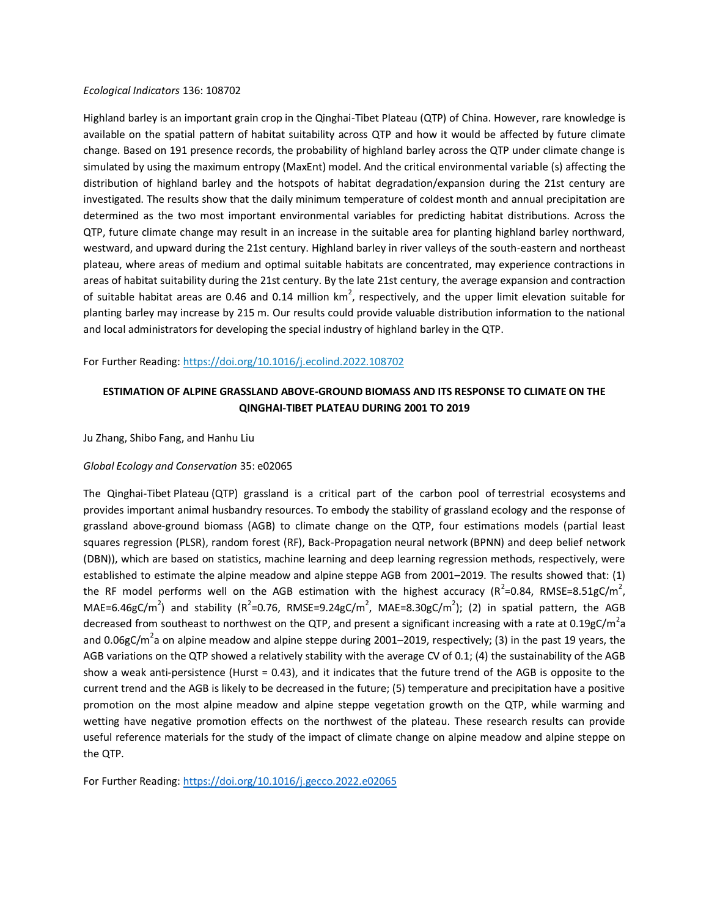*Ecological Indicators* 136: 108702

Highland barley is an important grain crop in the Qinghai-Tibet Plateau (QTP) of China. However, rare knowledge is available on the spatial pattern of habitat suitability across QTP and how it would be affected by future climate change. Based on 191 presence records, the probability of highland barley across the QTP under climate change is simulated by using the maximum entropy (MaxEnt) model. And the critical environmental variable (s) affecting the distribution of highland barley and the hotspots of habitat degradation/expansion during the 21st century are investigated. The results show that the daily minimum temperature of coldest month and annual precipitation are determined as the two most important environmental variables for predicting habitat distributions. Across the QTP, future climate change may result in an increase in the suitable area for planting highland barley northward, westward, and upward during the 21st century. Highland barley in river valleys of the south-eastern and northeast plateau, where areas of medium and optimal suitable habitats are concentrated, may experience contractions in areas of habitat suitability during the 21st century. By the late 21st century, the average expansion and contraction of suitable habitat areas are 0.46 and 0.14 million $km^2$, respectively, and the upper limit elevation suitable for planting barley may increase by 215 m. Our results could provide valuable distribution information to the national and local administrators for developing the special industry of highland barley in the QTP.

For Further Reading: https://doi.org/10.1016/j.ecolind.2022.108702

**ESTIMATION OF ALPINE GRASSLAND ABOVE-GROUND BIOMASS AND ITS RESPONSE TO CLIMATE ON THE QINGHAI-TIBET PLATEAU DURING 2001 TO 2019**

Ju Zhang, Shibo Fang, and Hanhu Liu

*Global Ecology and Conservation* 35: e02065

The Qinghai-Tibet Plateau (QTP) grassland is a critical part of the carbon pool of terrestrial ecosystems and provides important animal husbandry resources. To embody the stability of grassland ecology and the response of grassland above-ground biomass (AGB) to climate change on the QTP, four estimations models (partial least squares regression (PLSR), random forest (RF), Back-Propagation neural network (BPNN) and deep belief network (DBN)), which are based on statistics, machine learning and deep learning regression methods, respectively, were established to estimate the alpine meadow and alpine steppe AGB from 2001–2019. The results showed that: (1) the RF model performs well on the AGB estimation with the highest accuracy ($R^2$=0.84, RMSE=8.51gC/$m^2$, MAE=6.46gC/$m^2$) and stability ($R^2$=0.76, RMSE=9.24gC/$m^2$, MAE=8.30gC/$m^2$); (2) in spatial pattern, the AGB decreased from southeast to northwest on the QTP, and present a significant increasing with a rate at 0.19gC/$m^2$a and 0.06gC/$m^2$a on alpine meadow and alpine steppe during 2001–2019, respectively; (3) in the past 19 years, the AGB variations on the QTP showed a relatively stability with the average CV of 0.1; (4) the sustainability of the AGB show a weak anti-persistence (Hurst = 0.43), and it indicates that the future trend of the AGB is opposite to the current trend and the AGB is likely to be decreased in the future; (5) temperature and precipitation have a positive promotion on the most alpine meadow and alpine steppe vegetation growth on the QTP, while warming and wetting have negative promotion effects on the northwest of the plateau. These research results can provide useful reference materials for the study of the impact of climate change on alpine meadow and alpine steppe on the QTP.

For Further Reading: https://doi.org/10.1016/j.gecco.2022.e02065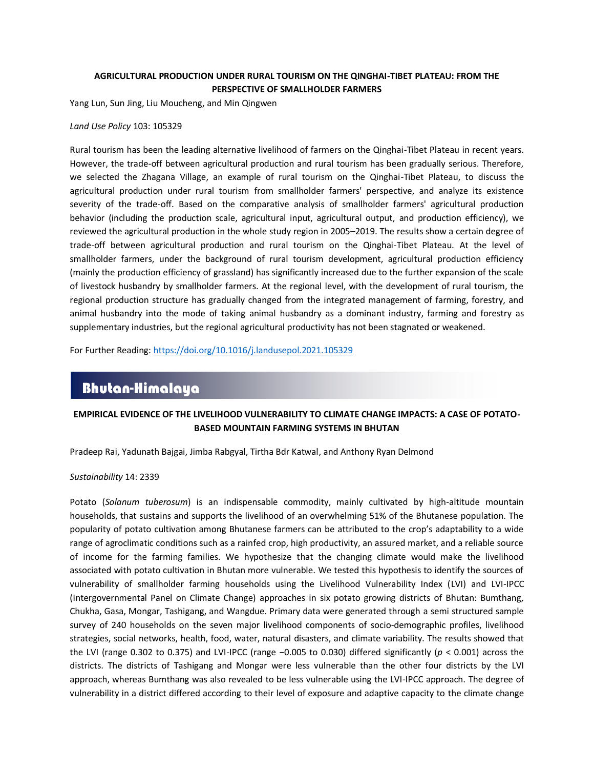**AGRICULTURAL PRODUCTION UNDER RURAL TOURISM ON THE QINGHAI-TIBET PLATEAU: FROM THE PERSPECTIVE OF SMALLHOLDER FARMERS**

Yang Lun, Sun Jing, Liu Moucheng, and Min Qingwen

*Land Use Policy* 103: 105329

Rural tourism has been the leading alternative livelihood of farmers on the Qinghai-Tibet Plateau in recent years. However, the trade-off between agricultural production and rural tourism has been gradually serious. Therefore, we selected the Zhagana Village, an example of rural tourism on the Qinghai-Tibet Plateau, to discuss the agricultural production under rural tourism from smallholder farmers' perspective, and analyze its existence severity of the trade-off. Based on the comparative analysis of smallholder farmers' agricultural production behavior (including the production scale, agricultural input, agricultural output, and production efficiency), we reviewed the agricultural production in the whole study region in 2005–2019. The results show a certain degree of trade-off between agricultural production and rural tourism on the Qinghai-Tibet Plateau. At the level of smallholder farmers, under the background of rural tourism development, agricultural production efficiency (mainly the production efficiency of grassland) has significantly increased due to the further expansion of the scale of livestock husbandry by smallholder farmers. At the regional level, with the development of rural tourism, the regional production structure has gradually changed from the integrated management of farming, forestry, and animal husbandry into the mode of taking animal husbandry as a dominant industry, farming and forestry as supplementary industries, but the regional agricultural productivity has not been stagnated or weakened.

For Further Reading: https://doi.org/10.1016/j.landusepol.2021.105329

## Bhutan-Himalaya

**EMPIRICAL EVIDENCE OF THE LIVELIHOOD VULNERABILITY TO CLIMATE CHANGE IMPACTS: A CASE OF POTATO-BASED MOUNTAIN FARMING SYSTEMS IN BHUTAN**

Pradeep Rai, Yadunath Bajgai, Jimba Rabgyal, Tirtha Bdr Katwal, and Anthony Ryan Delmond

*Sustainability* 14: 2339

Potato (*Solanum tuberosum*) is an indispensable commodity, mainly cultivated by high-altitude mountain households, that sustains and supports the livelihood of an overwhelming 51% of the Bhutanese population. The popularity of potato cultivation among Bhutanese farmers can be attributed to the crop's adaptability to a wide range of agroclimatic conditions such as a rainfed crop, high productivity, an assured market, and a reliable source of income for the farming families. We hypothesize that the changing climate would make the livelihood associated with potato cultivation in Bhutan more vulnerable. We tested this hypothesis to identify the sources of vulnerability of smallholder farming households using the Livelihood Vulnerability Index (LVI) and LVI-IPCC (Intergovernmental Panel on Climate Change) approaches in six potato growing districts of Bhutan: Bumthang, Chukha, Gasa, Mongar, Tashigang, and Wangdue. Primary data were generated through a semi structured sample survey of 240 households on the seven major livelihood components of socio-demographic profiles, livelihood strategies, social networks, health, food, water, natural disasters, and climate variability. The results showed that the LVI (range 0.302 to 0.375) and LVI-IPCC (range −0.005 to 0.030) differed significantly ($p < 0.001$) across the districts. The districts of Tashigang and Mongar were less vulnerable than the other four districts by the LVI approach, whereas Bumthang was also revealed to be less vulnerable using the LVI-IPCC approach. The degree of vulnerability in a district differed according to their level of exposure and adaptive capacity to the climate change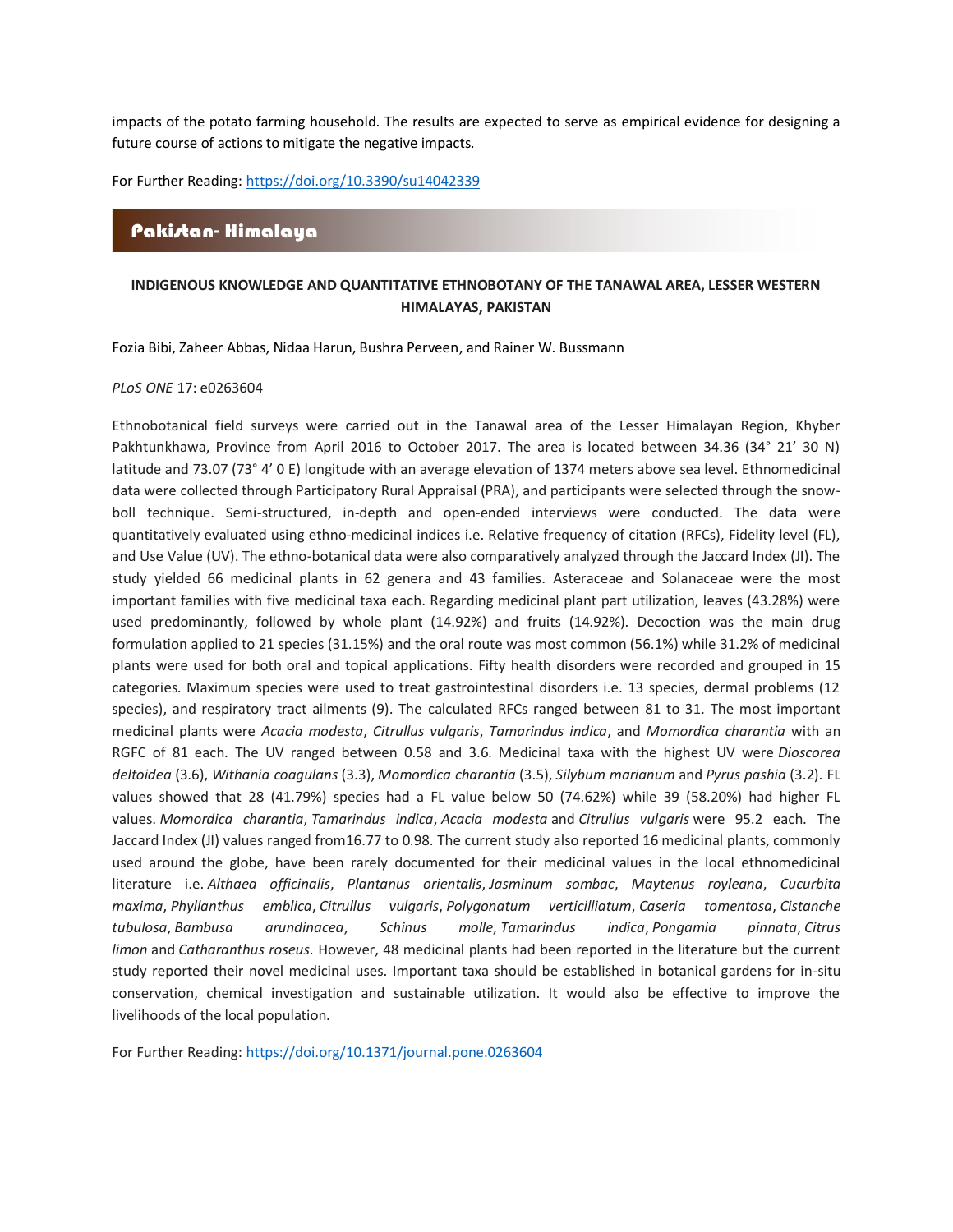impacts of the potato farming household. The results are expected to serve as empirical evidence for designing a future course of actions to mitigate the negative impacts.

For Further Reading: https://doi.org/10.3390/su14042339

## Pakistan- Himalaya

### INDIGENOUS KNOWLEDGE AND QUANTITATIVE ETHNOBOTANY OF THE TANAWAL AREA, LESSER WESTERN HIMALAYAS, PAKISTAN

Fozia Bibi, Zaheer Abbas, Nidaa Harun, Bushra Perveen, and Rainer W. Bussmann

*PLoS ONE* 17: e0263604

Ethnobotanical field surveys were carried out in the Tanawal area of the Lesser Himalayan Region, Khyber Pakhtunkhawa, Province from April 2016 to October 2017. The area is located between 34.36 (34° 21' 30 N) latitude and 73.07 (73° 4' 0 E) longitude with an average elevation of 1374 meters above sea level. Ethnomedicinal data were collected through Participatory Rural Appraisal (PRA), and participants were selected through the snow-boll technique. Semi-structured, in-depth and open-ended interviews were conducted. The data were quantitatively evaluated using ethno-medicinal indices i.e. Relative frequency of citation (RFCs), Fidelity level (FL), and Use Value (UV). The ethno-botanical data were also comparatively analyzed through the Jaccard Index (JI). The study yielded 66 medicinal plants in 62 genera and 43 families. Asteraceae and Solanaceae were the most important families with five medicinal taxa each. Regarding medicinal plant part utilization, leaves (43.28%) were used predominantly, followed by whole plant (14.92%) and fruits (14.92%). Decoction was the main drug formulation applied to 21 species (31.15%) and the oral route was most common (56.1%) while 31.2% of medicinal plants were used for both oral and topical applications. Fifty health disorders were recorded and grouped in 15 categories. Maximum species were used to treat gastrointestinal disorders i.e. 13 species, dermal problems (12 species), and respiratory tract ailments (9). The calculated RFCs ranged between 81 to 31. The most important medicinal plants were *Acacia modesta*, *Citrullus vulgaris*, *Tamarindus indica*, and *Momordica charantia* with an RGFC of 81 each. The UV ranged between 0.58 and 3.6. Medicinal taxa with the highest UV were *Dioscorea deltoidea* (3.6), *Withania coagulans* (3.3), *Momordica charantia* (3.5), *Silybum marianum* and *Pyrus pashia* (3.2). FL values showed that 28 (41.79%) species had a FL value below 50 (74.62%) while 39 (58.20%) had higher FL values. *Momordica charantia*, *Tamarindus indica*, *Acacia modesta* and *Citrullus vulgaris* were 95.2 each. The Jaccard Index (JI) values ranged from16.77 to 0.98. The current study also reported 16 medicinal plants, commonly used around the globe, have been rarely documented for their medicinal values in the local ethnomedicinal literature i.e. *Althaea officinalis*, *Plantanus orientalis*, *Jasminum sombac*, *Maytenus royleana*, *Cucurbita maxima*, *Phyllanthus emblica*, *Citrullus vulgaris*, *Polygonatum verticilliatum*, *Caseria tomentosa*, *Cistanche tubulosa*, *Bambusa arundinacea*, *Schinus molle*, *Tamarindus indica*, *Pongamia pinnata*, *Citrus limon* and *Catharanthus roseus*. However, 48 medicinal plants had been reported in the literature but the current study reported their novel medicinal uses. Important taxa should be established in botanical gardens for in-situ conservation, chemical investigation and sustainable utilization. It would also be effective to improve the livelihoods of the local population.

For Further Reading: https://doi.org/10.1371/journal.pone.0263604